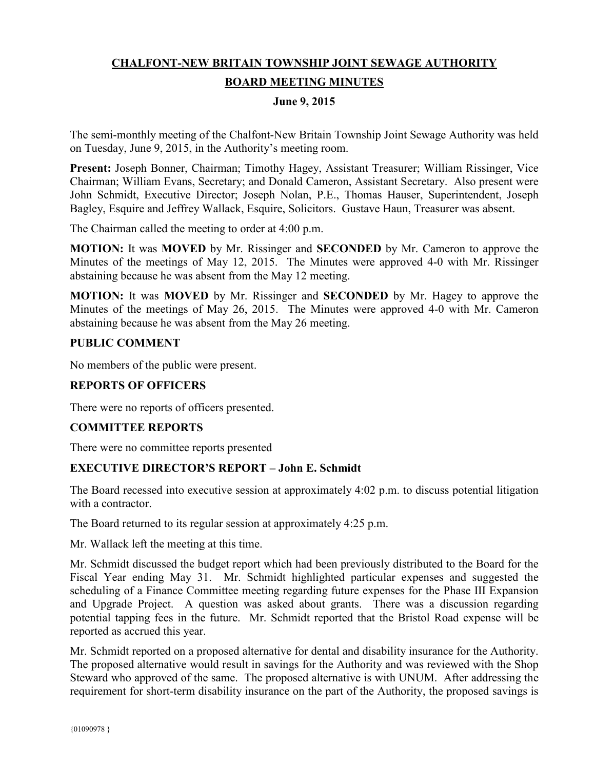# CHALFONT-NEW BRITAIN TOWNSHIP JOINT SEWAGE AUTHORITY

## BOARD MEETING MINUTES

### June 9, 2015

The semi-monthly meeting of the Chalfont-New Britain Township Joint Sewage Authority was held on Tuesday, June 9, 2015, in the Authority's meeting room.

**Present:** Joseph Bonner, Chairman; Timothy Hagey, Assistant Treasurer; William Rissinger, Vice Chairman; William Evans, Secretary; and Donald Cameron, Assistant Secretary. Also present were John Schmidt, Executive Director; Joseph Nolan, P.E., Thomas Hauser, Superintendent, Joseph Bagley, Esquire and Jeffrey Wallack, Esquire, Solicitors. Gustave Haun, Treasurer was absent.

The Chairman called the meeting to order at 4:00 p.m.

**MOTION:** It was **MOVED** by Mr. Rissinger and **SECONDED** by Mr. Cameron to approve the Minutes of the meetings of May 12, 2015. The Minutes were approved 4-0 with Mr. Rissinger abstaining because he was absent from the May 12 meeting.

**MOTION:** It was **MOVED** by Mr. Rissinger and **SECONDED** by Mr. Hagey to approve the Minutes of the meetings of May 26, 2015. The Minutes were approved 4-0 with Mr. Cameron abstaining because he was absent from the May 26 meeting.

### PUBLIC COMMENT

No members of the public were present.

### REPORTS OF OFFICERS

There were no reports of officers presented.

### COMMITTEE REPORTS

There were no committee reports presented

### EXECUTIVE DIRECTOR'S REPORT – John E. Schmidt

The Board recessed into executive session at approximately 4:02 p.m. to discuss potential litigation with a contractor.

The Board returned to its regular session at approximately 4:25 p.m.

Mr. Wallack left the meeting at this time.

Mr. Schmidt discussed the budget report which had been previously distributed to the Board for the Fiscal Year ending May 31. Mr. Schmidt highlighted particular expenses and suggested the scheduling of a Finance Committee meeting regarding future expenses for the Phase III Expansion and Upgrade Project. A question was asked about grants. There was a discussion regarding potential tapping fees in the future. Mr. Schmidt reported that the Bristol Road expense will be reported as accrued this year.

Mr. Schmidt reported on a proposed alternative for dental and disability insurance for the Authority. The proposed alternative would result in savings for the Authority and was reviewed with the Shop Steward who approved of the same. The proposed alternative is with UNUM. After addressing the requirement for short-term disability insurance on the part of the Authority, the proposed savings is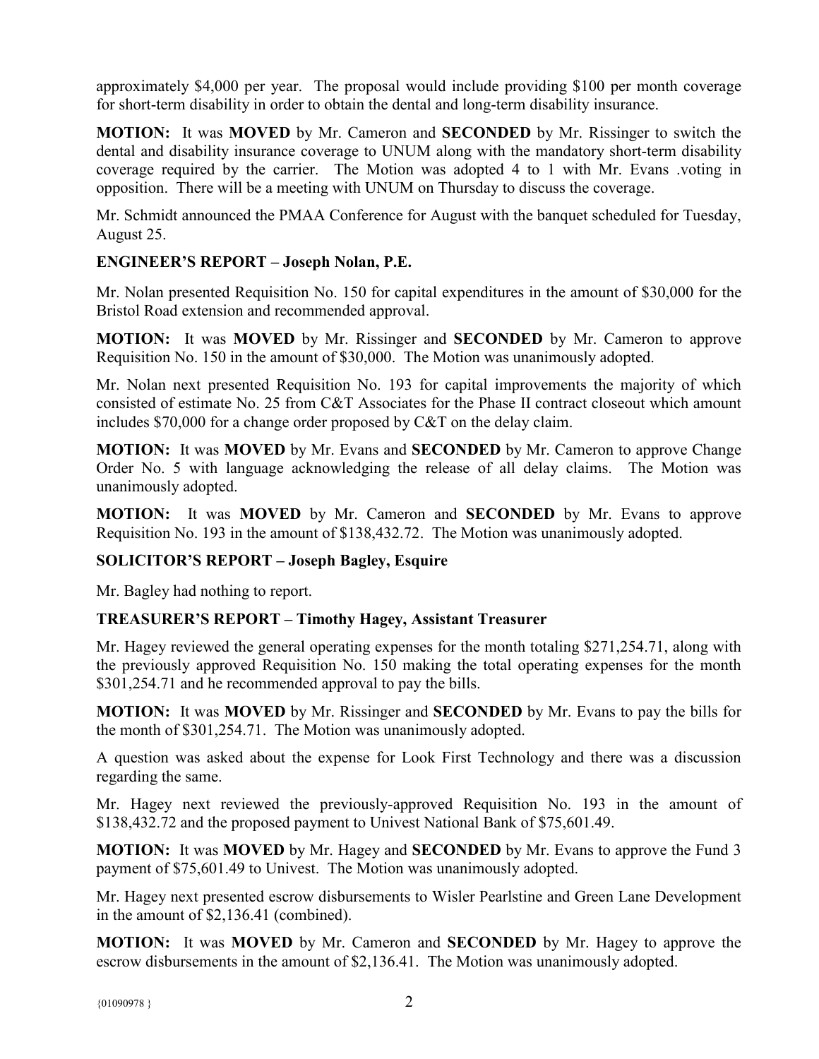approximately $4,000 per year. The proposal would include providing $100 per month coverage for short-term disability in order to obtain the dental and long-term disability insurance.

**MOTION:** It was **MOVED** by Mr. Cameron and **SECONDED** by Mr. Rissinger to switch the dental and disability insurance coverage to UNUM along with the mandatory short-term disability coverage required by the carrier. The Motion was adopted 4 to 1 with Mr. Evans .voting in opposition. There will be a meeting with UNUM on Thursday to discuss the coverage.

Mr. Schmidt announced the PMAA Conference for August with the banquet scheduled for Tuesday, August 25.

**ENGINEER'S REPORT – Joseph Nolan, P.E.**

Mr. Nolan presented Requisition No. 150 for capital expenditures in the amount of $30,000 for the Bristol Road extension and recommended approval.

**MOTION:** It was **MOVED** by Mr. Rissinger and **SECONDED** by Mr. Cameron to approve Requisition No. 150 in the amount of $30,000. The Motion was unanimously adopted.

Mr. Nolan next presented Requisition No. 193 for capital improvements the majority of which consisted of estimate No. 25 from C&T Associates for the Phase II contract closeout which amount includes $70,000 for a change order proposed by C&T on the delay claim.

**MOTION:** It was **MOVED** by Mr. Evans and **SECONDED** by Mr. Cameron to approve Change Order No. 5 with language acknowledging the release of all delay claims. The Motion was unanimously adopted.

**MOTION:** It was **MOVED** by Mr. Cameron and **SECONDED** by Mr. Evans to approve Requisition No. 193 in the amount of $138,432.72. The Motion was unanimously adopted.

**SOLICITOR'S REPORT – Joseph Bagley, Esquire**

Mr. Bagley had nothing to report.

**TREASURER'S REPORT – Timothy Hagey, Assistant Treasurer**

Mr. Hagey reviewed the general operating expenses for the month totaling $271,254.71, along with the previously approved Requisition No. 150 making the total operating expenses for the month $301,254.71 and he recommended approval to pay the bills.

**MOTION:** It was **MOVED** by Mr. Rissinger and **SECONDED** by Mr. Evans to pay the bills for the month of $301,254.71. The Motion was unanimously adopted.

A question was asked about the expense for Look First Technology and there was a discussion regarding the same.

Mr. Hagey next reviewed the previously-approved Requisition No. 193 in the amount of $138,432.72 and the proposed payment to Univest National Bank of $75,601.49.

**MOTION:** It was **MOVED** by Mr. Hagey and **SECONDED** by Mr. Evans to approve the Fund 3 payment of $75,601.49 to Univest. The Motion was unanimously adopted.

Mr. Hagey next presented escrow disbursements to Wisler Pearlstine and Green Lane Development in the amount of $2,136.41 (combined).

**MOTION:** It was **MOVED** by Mr. Cameron and **SECONDED** by Mr. Hagey to approve the escrow disbursements in the amount of $2,136.41. The Motion was unanimously adopted.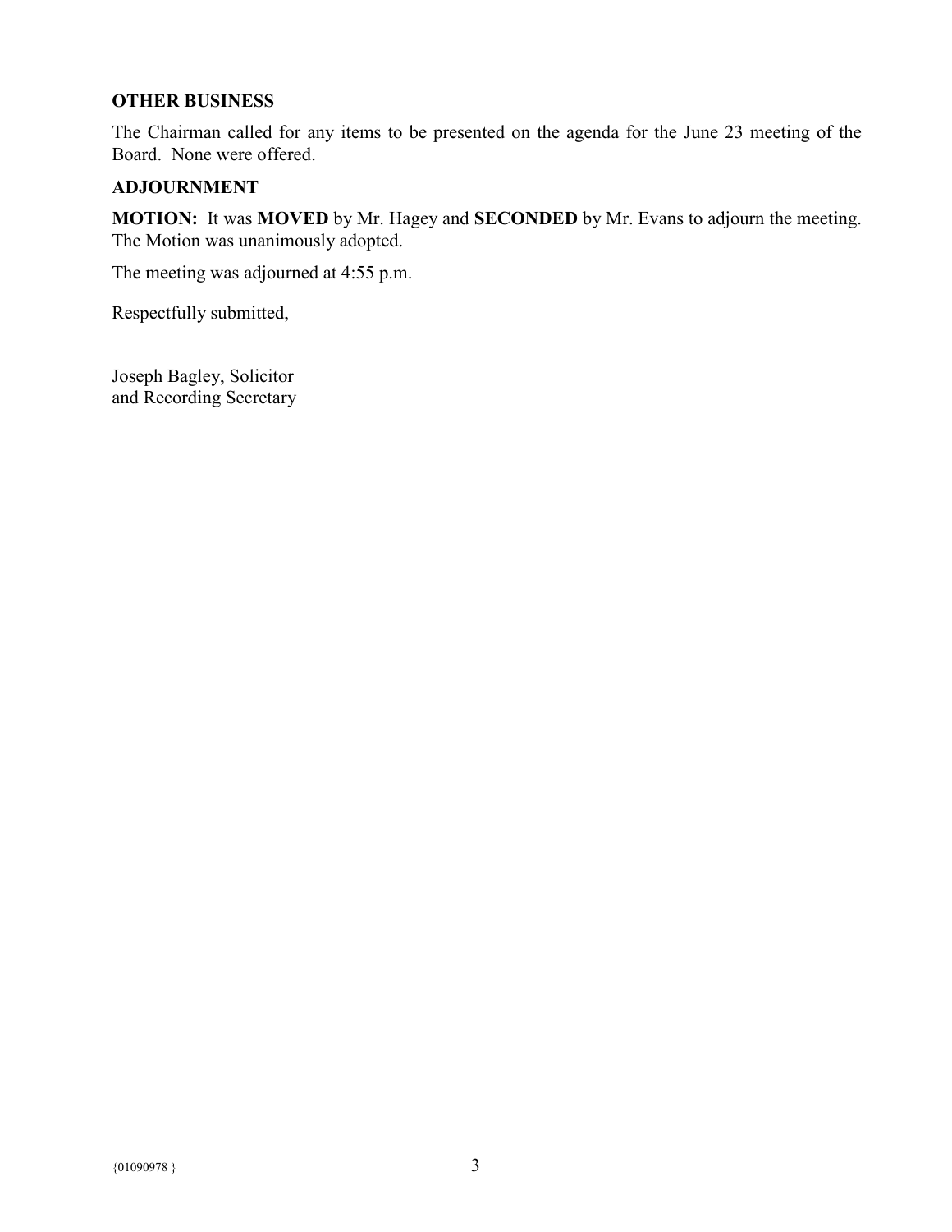**OTHER BUSINESS**

The Chairman called for any items to be presented on the agenda for the June 23 meeting of the Board. None were offered.

**ADJOURNMENT**

**MOTION:** It was **MOVED** by Mr. Hagey and **SECONDED** by Mr. Evans to adjourn the meeting. The Motion was unanimously adopted.

The meeting was adjourned at 4:55 p.m.

Respectfully submitted,

Joseph Bagley, Solicitor
and Recording Secretary

{01090978 }